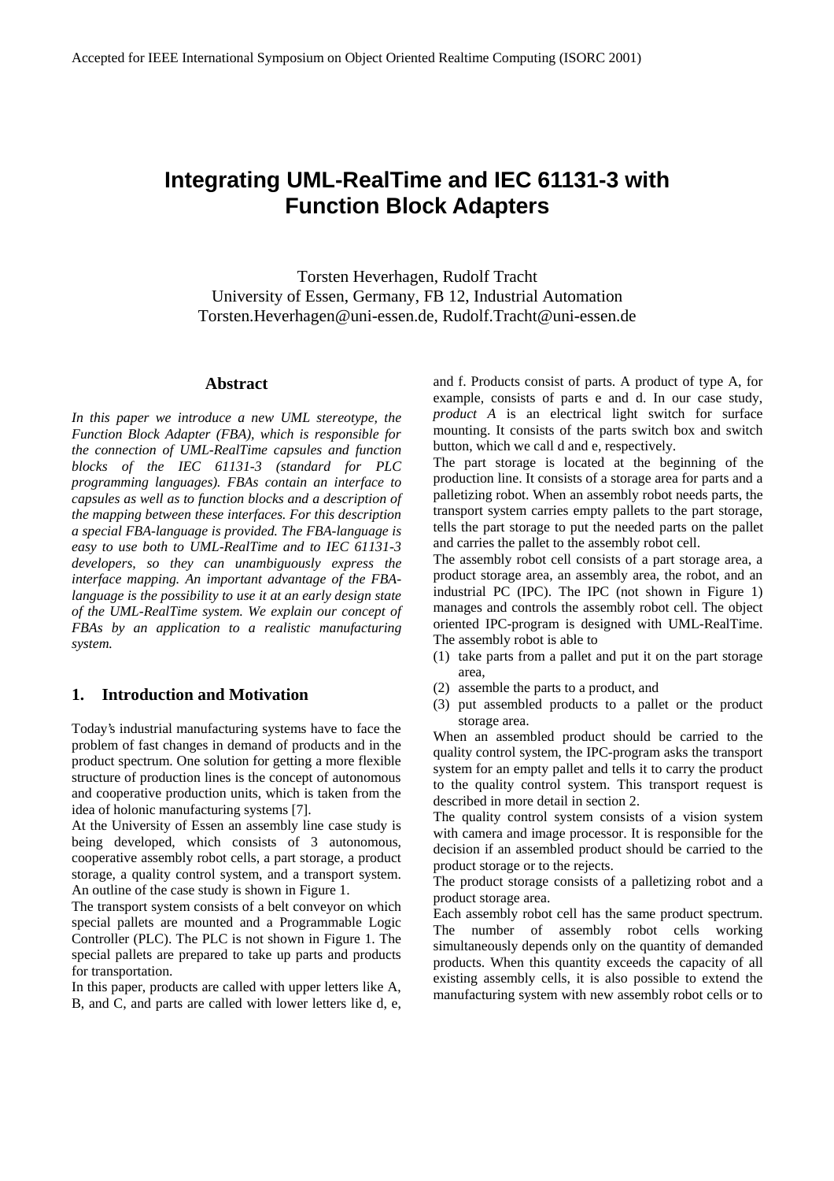Accepted for IEEE International Symposium on Object Oriented Realtime Computing (ISORC 2001)

# Integrating UML-RealTime and IEC 61131-3 with Function Block Adapters

Torsten Heverhagen, Rudolf Tracht
University of Essen, Germany, FB 12, Industrial Automation
Torsten.Heverhagen@uni-essen.de, Rudolf.Tracht@uni-essen.de

## Abstract

*In this paper we introduce a new UML stereotype, the Function Block Adapter (FBA), which is responsible for the connection of UML-RealTime capsules and function blocks of the IEC 61131-3 (standard for PLC programming languages). FBAs contain an interface to capsules as well as to function blocks and a description of the mapping between these interfaces. For this description a special FBA-language is provided. The FBA-language is easy to use both to UML-RealTime and to IEC 61131-3 developers, so they can unambiguously express the interface mapping. An important advantage of the FBA-language is the possibility to use it at an early design state of the UML-RealTime system. We explain our concept of FBAs by an application to a realistic manufacturing system.*

## 1. Introduction and Motivation

Today's industrial manufacturing systems have to face the problem of fast changes in demand of products and in the product spectrum. One solution for getting a more flexible structure of production lines is the concept of autonomous and cooperative production units, which is taken from the idea of holonic manufacturing systems [7].

At the University of Essen an assembly line case study is being developed, which consists of 3 autonomous, cooperative assembly robot cells, a part storage, a product storage, a quality control system, and a transport system. An outline of the case study is shown in Figure 1.

The transport system consists of a belt conveyor on which special pallets are mounted and a Programmable Logic Controller (PLC). The PLC is not shown in Figure 1. The special pallets are prepared to take up parts and products for transportation.

In this paper, products are called with upper letters like A, B, and C, and parts are called with lower letters like d, e, and f. Products consist of parts. A product of type A, for example, consists of parts e and d. In our case study, *product A* is an electrical light switch for surface mounting. It consists of the parts switch box and switch button, which we call d and e, respectively.

The part storage is located at the beginning of the production line. It consists of a storage area for parts and a palletizing robot. When an assembly robot needs parts, the transport system carries empty pallets to the part storage, tells the part storage to put the needed parts on the pallet and carries the pallet to the assembly robot cell.

The assembly robot cell consists of a part storage area, a product storage area, an assembly area, the robot, and an industrial PC (IPC). The IPC (not shown in Figure 1) manages and controls the assembly robot cell. The object oriented IPC-program is designed with UML-RealTime. The assembly robot is able to

1. take parts from a pallet and put it on the part storage area,
2. assemble the parts to a product, and
3. put assembled products to a pallet or the product storage area.

When an assembled product should be carried to the quality control system, the IPC-program asks the transport system for an empty pallet and tells it to carry the product to the quality control system. This transport request is described in more detail in section 2.

The quality control system consists of a vision system with camera and image processor. It is responsible for the decision if an assembled product should be carried to the product storage or to the rejects.

The product storage consists of a palletizing robot and a product storage area.

Each assembly robot cell has the same product spectrum. The number of assembly robot cells working simultaneously depends only on the quantity of demanded products. When this quantity exceeds the capacity of all existing assembly cells, it is also possible to extend the manufacturing system with new assembly robot cells or to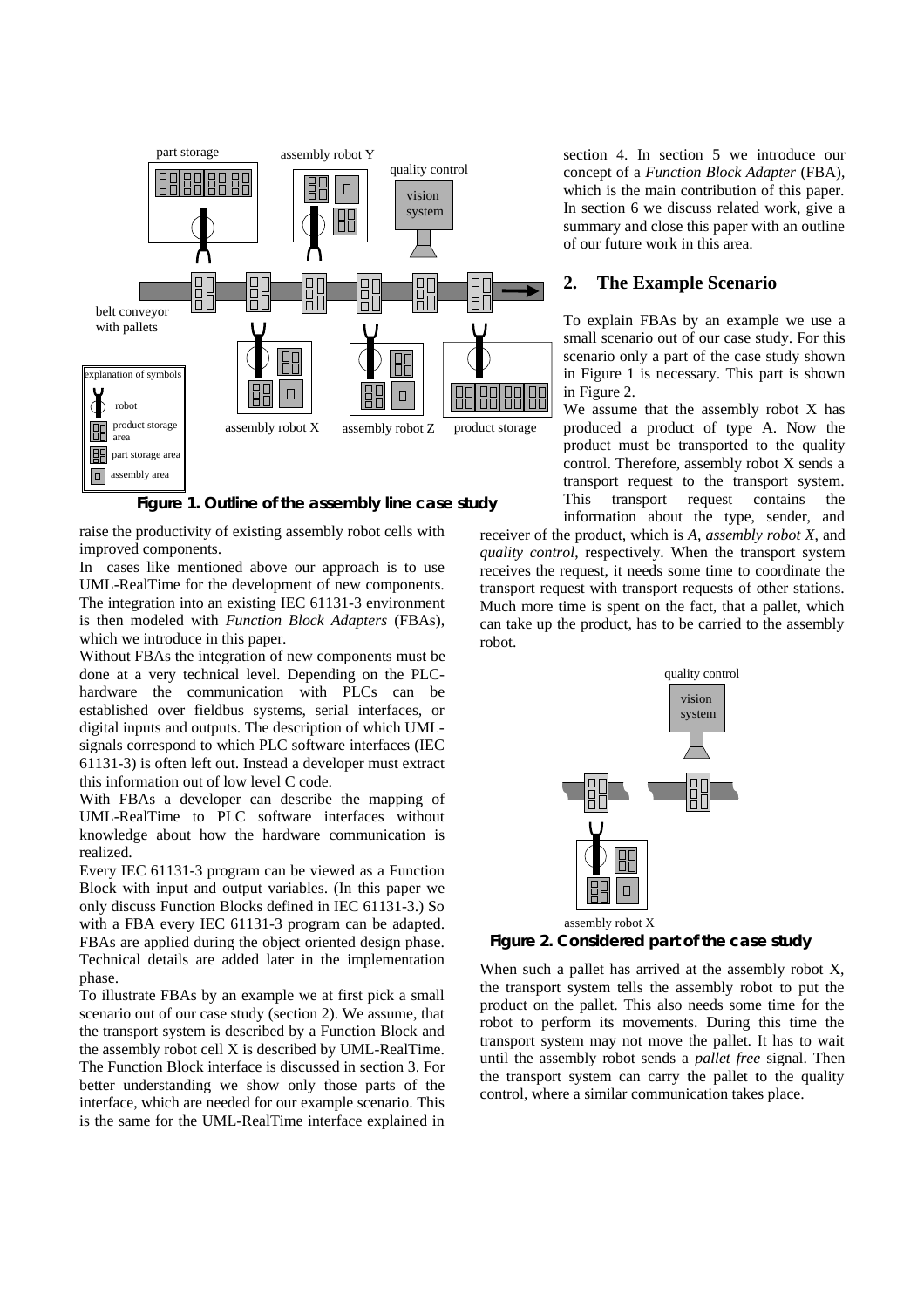Figure 1. Outline of the assembly line case study

raise the productivity of existing assembly robot cells with improved components.

In cases like mentioned above our approach is to use UML-RealTime for the development of new components. The integration into an existing IEC 61131-3 environment is then modeled with *Function Block Adapters* (FBAs), which we introduce in this paper.

Without FBAs the integration of new components must be done at a very technical level. Depending on the PLC-hardware the communication with PLCs can be established over fieldbus systems, serial interfaces, or digital inputs and outputs. The description of which UML-signals correspond to which PLC software interfaces (IEC 61131-3) is often left out. Instead a developer must extract this information out of low level C code.

With FBAs a developer can describe the mapping of UML-RealTime to PLC software interfaces without knowledge about how the hardware communication is realized.

Every IEC 61131-3 program can be viewed as a Function Block with input and output variables. (In this paper we only discuss Function Blocks defined in IEC 61131-3.) So with a FBA every IEC 61131-3 program can be adapted. FBAs are applied during the object oriented design phase. Technical details are added later in the implementation phase.

To illustrate FBAs by an example we at first pick a small scenario out of our case study (section 2). We assume, that the transport system is described by a Function Block and the assembly robot cell X is described by UML-RealTime. The Function Block interface is discussed in section 3. For better understanding we show only those parts of the interface, which are needed for our example scenario. This is the same for the UML-RealTime interface explained in section 4. In section 5 we introduce our concept of a *Function Block Adapter* (FBA), which is the main contribution of this paper. In section 6 we discuss related work, give a summary and close this paper with an outline of our future work in this area.

## 2. The Example Scenario

To explain FBAs by an example we use a small scenario out of our case study. For this scenario only a part of the case study shown in Figure 1 is necessary. This part is shown in Figure 2.

We assume that the assembly robot X has produced a product of type A. Now the product must be transported to the quality control. Therefore, assembly robot X sends a transport request to the transport system. This transport request contains the information about the type, sender, and receiver of the product, which is *A*, *assembly robot X*, and *quality control*, respectively. When the transport system receives the request, it needs some time to coordinate the transport request with transport requests of other stations. Much more time is spent on the fact, that a pallet, which can take up the product, has to be carried to the assembly robot.

Figure 2. Considered part of the case study

When such a pallet has arrived at the assembly robot X, the transport system tells the assembly robot to put the product on the pallet. This also needs some time for the robot to perform its movements. During this time the transport system may not move the pallet. It has to wait until the assembly robot sends a *pallet free* signal. Then the transport system can carry the pallet to the quality control, where a similar communication takes place.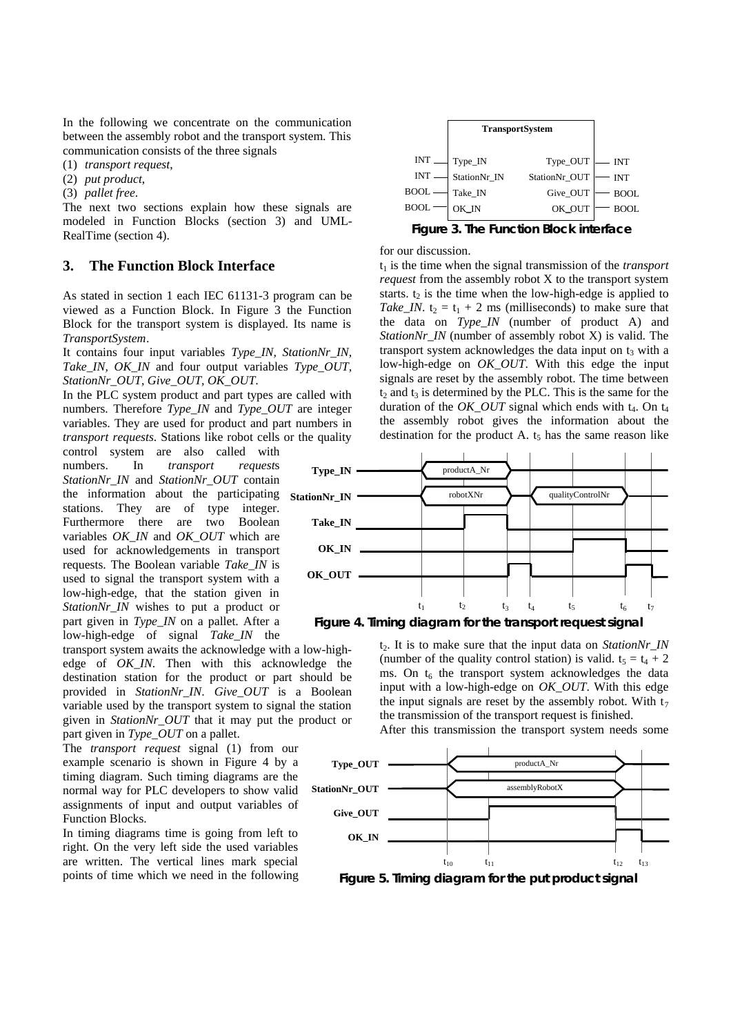In the following we concentrate on the communication between the assembly robot and the transport system. This communication consists of the three signals

(1) *transport request*,
(2) *put product*,
(3) *pallet free*.

The next two sections explain how these signals are modeled in Function Blocks (section 3) and UML-RealTime (section 4).

## 3. The Function Block Interface

As stated in section 1 each IEC 61131-3 program can be viewed as a Function Block. In Figure 3 the Function Block for the transport system is displayed. Its name is *TransportSystem*.

It contains four input variables *Type_IN, StationNr_IN, Take_IN, OK_IN* and four output variables *Type_OUT, StationNr_OUT, Give_OUT, OK_OUT*.

In the PLC system product and part types are called with numbers. Therefore *Type_IN* and *Type_OUT* are integer variables. They are used for product and part numbers in *transport requests*. Stations like robot cells or the quality control system are also called with numbers. In *transport request*s *StationNr_IN* and *StationNr_OUT* contain the information about the participating stations. They are of type integer. Furthermore there are two Boolean variables *OK_IN* and *OK_OUT* which are used for acknowledgements in transport requests. The Boolean variable *Take_IN* is used to signal the transport system with a low-high-edge, that the station given in *StationNr_IN* wishes to put a product or part given in *Type_IN* on a pallet. After a low-high-edge of signal *Take_IN* the transport system awaits the acknowledge with a low-high-edge of *OK_IN*. Then with this acknowledge the destination station for the product or part should be provided in *StationNr_IN*. *Give_OUT* is a Boolean variable used by the transport system to signal the station given in *StationNr_OUT* that it may put the product or part given in *Type_OUT* on a pallet.

The *transport request* signal (1) from our example scenario is shown in Figure 4 by a timing diagram. Such timing diagrams are the normal way for PLC developers to show valid assignments of input and output variables of Function Blocks.

In timing diagrams time is going from left to right. On the very left side the used variables are written. The vertical lines mark special points of time which we need in the following for our discussion.

| | TransportSystem | | |
|---|---|---|---|
| INT | Type_IN | Type_OUT | INT |
| INT | StationNr_IN | StationNr_OUT | INT |
| BOOL | Take_IN | Give_OUT | BOOL |
| BOOL | OK_IN | OK_OUT | BOOL |

**Figure 3. The Function Block interface**

$t_1$ is the time when the signal transmission of the *transport request* from the assembly robot X to the transport system starts. $t_2$ is the time when the low-high-edge is applied to *Take_IN*. $t_2 = t_1 + 2$ ms (milliseconds) to make sure that the data on *Type_IN* (number of product A) and *StationNr_IN* (number of assembly robot X) is valid. The transport system acknowledges the data input on $t_3$ with a low-high-edge on *OK_OUT*. With this edge the input signals are reset by the assembly robot. The time between $t_2$ and $t_3$ is determined by the PLC. This is the same for the duration of the *OK_OUT* signal which ends with $t_4$. On $t_4$ the assembly robot gives the information about the destination for the product A. $t_5$ has the same reason like $t_2$. It is to make sure that the input data on *StationNr_IN* (number of the quality control station) is valid. $t_5 = t_4 + 2$ ms. On $t_6$ the transport system acknowledges the data input with a low-high-edge on *OK_OUT*. With this edge the input signals are reset by the assembly robot. With $t_7$ the transmission of the transport request is finished.

**Figure 4. Timing diagram for the transport request signal**

After this transmission the transport system needs some

**Figure 5. Timing diagram for the put product signal**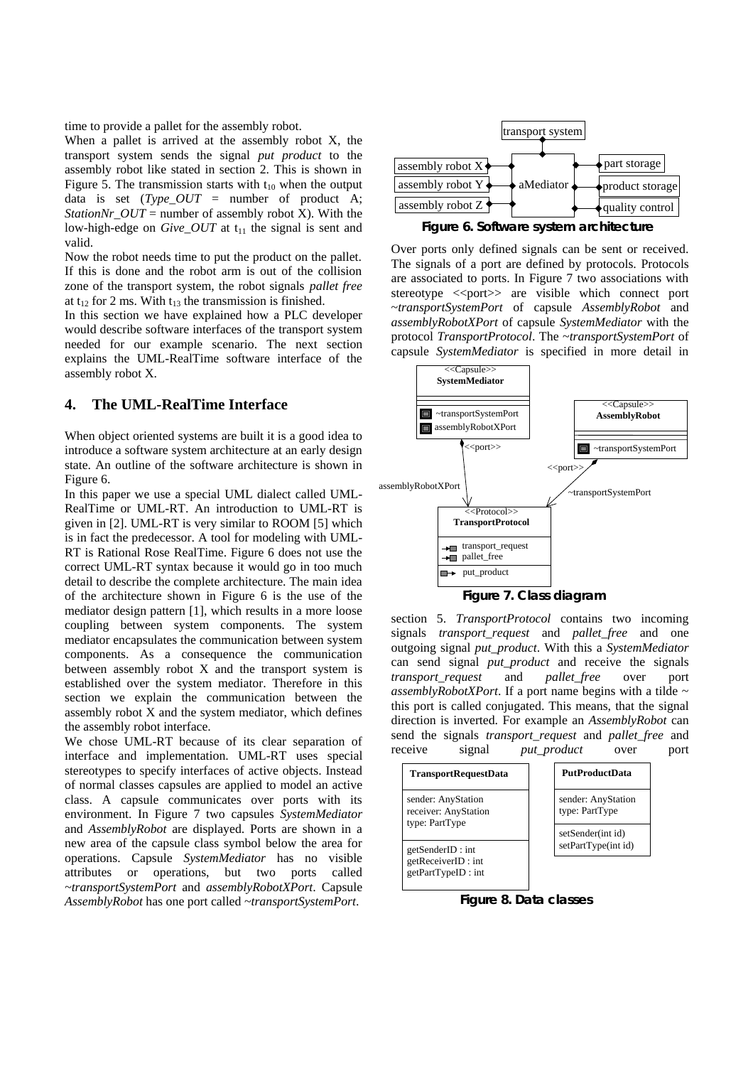time to provide a pallet for the assembly robot.

When a pallet is arrived at the assembly robot X, the transport system sends the signal *put product* to the assembly robot like stated in section 2. This is shown in Figure 5. The transmission starts with $t_{10}$ when the output data is set (*Type_OUT* = number of product A; *StationNr_OUT* = number of assembly robot X). With the low-high-edge on *Give_OUT* at $t_{11}$ the signal is sent and valid.

Now the robot needs time to put the product on the pallet. If this is done and the robot arm is out of the collision zone of the transport system, the robot signals *pallet free* at $t_{12}$ for 2 ms. With $t_{13}$ the transmission is finished.

In this section we have explained how a PLC developer would describe software interfaces of the transport system needed for our example scenario. The next section explains the UML-RealTime software interface of the assembly robot X.

## 4. The UML-RealTime Interface

When object oriented systems are built it is a good idea to introduce a software system architecture at an early design state. An outline of the software architecture is shown in Figure 6.

In this paper we use a special UML dialect called UML-RealTime or UML-RT. An introduction to UML-RT is given in [2]. UML-RT is very similar to ROOM [5] which is in fact the predecessor. A tool for modeling with UML-RT is Rational Rose RealTime. Figure 6 does not use the correct UML-RT syntax because it would go in too much detail to describe the complete architecture. The main idea of the architecture shown in Figure 6 is the use of the mediator design pattern [1], which results in a more loose coupling between system components. The system mediator encapsulates the communication between system components. As a consequence the communication between assembly robot X and the transport system is established over the system mediator. Therefore in this section we explain the communication between the assembly robot X and the system mediator, which defines the assembly robot interface.

We chose UML-RT because of its clear separation of interface and implementation. UML-RT uses special stereotypes to specify interfaces of active objects. Instead of normal classes capsules are applied to model an active class. A capsule communicates over ports with its environment. In Figure 7 two capsules *SystemMediator* and *AssemblyRobot* are displayed. Ports are shown in a new area of the capsule class symbol below the area for operations. Capsule *SystemMediator* has no visible attributes or operations, but two ports called *~transportSystemPort* and *assemblyRobotXPort*. Capsule *AssemblyRobot* has one port called *~transportSystemPort*.

**Figure 6. Software system architecture**

Over ports only defined signals can be sent or received. The signals of a port are defined by protocols. Protocols are associated to ports. In Figure 7 two associations with stereotype <<port>> are visible which connect port *~transportSystemPort* of capsule *AssemblyRobot* and *assemblyRobotXPort* of capsule *SystemMediator* with the protocol *TransportProtocol*. The *~transportSystemPort* of capsule *SystemMediator* is specified in more detail in section 5. *TransportProtocol* contains two incoming signals *transport_request* and *pallet_free* and one outgoing signal *put_product*. With this a *SystemMediator* can send signal *put_product* and receive the signals *transport_request* and *pallet_free* over port *assemblyRobotXPort*. If a port name begins with a tilde ~ this port is called conjugated. This means, that the signal direction is inverted. For example an *AssemblyRobot* can send the signals *transport_request* and *pallet_free* and receive signal *put_product* over port

**Figure 7. Class diagram**

**Figure 8. Data classes**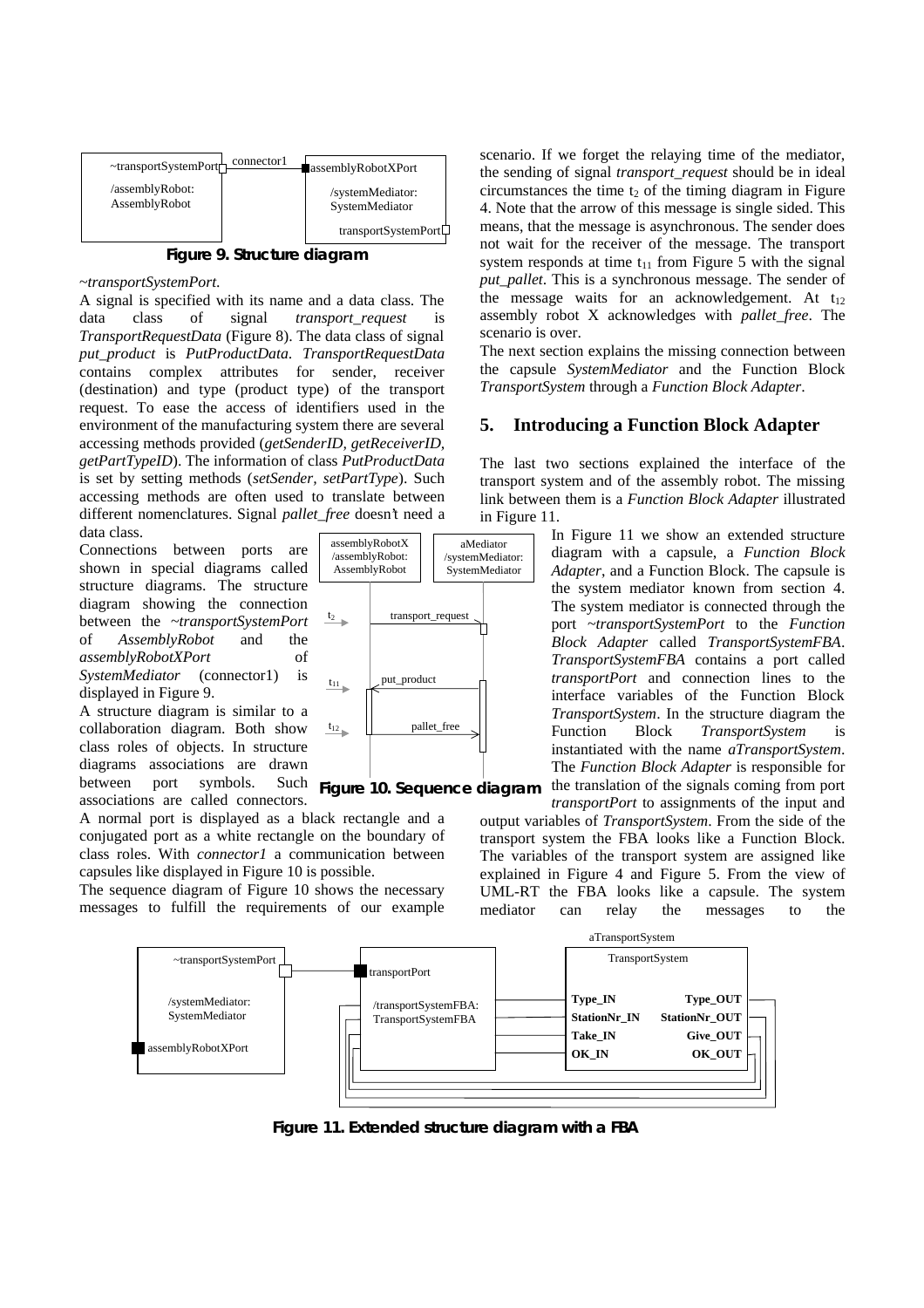Figure 9. Structure diagram

~*transportSystemPort*.

A signal is specified with its name and a data class. The data class of signal *transport_request* is *TransportRequestData* (Figure 8). The data class of signal *put_product* is *PutProductData*. *TransportRequestData* contains complex attributes for sender, receiver (destination) and type (product type) of the transport request. To ease the access of identifiers used in the environment of the manufacturing system there are several accessing methods provided (*getSenderID, getReceiverID, getPartTypeID*). The information of class *PutProductData* is set by setting methods (*setSender, setPartType*). Such accessing methods are often used to translate between different nomenclatures. Signal *pallet_free* doesn't need a data class.

Connections between ports are shown in special diagrams called structure diagrams. The structure diagram showing the connection between the ~*transportSystemPort* of *AssemblyRobot* and the *assemblyRobotXPort* of *SystemMediator* (connector1) is displayed in Figure 9.

A structure diagram is similar to a collaboration diagram. Both show class roles of objects. In structure diagrams associations are drawn between port symbols. Such associations are called connectors. A normal port is displayed as a black rectangle and a conjugated port as a white rectangle on the boundary of class roles. With *connector1* a communication between capsules like displayed in Figure 10 is possible.

Figure 10. Sequence diagram

The sequence diagram of Figure 10 shows the necessary messages to fulfill the requirements of our example scenario. If we forget the relaying time of the mediator, the sending of signal *transport_request* should be in ideal circumstances the time $t_2$ of the timing diagram in Figure 4. Note that the arrow of this message is single sided. This means, that the message is asynchronous. The sender does not wait for the receiver of the message. The transport system responds at time $t_{11}$ from Figure 5 with the signal *put_pallet*. This is a synchronous message. The sender of the message waits for an acknowledgement. At $t_{12}$ assembly robot X acknowledges with *pallet_free*. The scenario is over.

The next section explains the missing connection between the capsule *SystemMediator* and the Function Block *TransportSystem* through a *Function Block Adapter*.

## 5. Introducing a Function Block Adapter

The last two sections explained the interface of the transport system and of the assembly robot. The missing link between them is a *Function Block Adapter* illustrated in Figure 11.

In Figure 11 we show an extended structure diagram with a capsule, a *Function Block Adapter*, and a Function Block. The capsule is the system mediator known from section 4. The system mediator is connected through the port ~*transportSystemPort* to the *Function Block Adapter* called *TransportSystemFBA*. *TransportSystemFBA* contains a port called *transportPort* and connection lines to the interface variables of the Function Block *TransportSystem*. In the structure diagram the Function Block *TransportSystem* is instantiated with the name *aTransportSystem*. The *Function Block Adapter* is responsible for the translation of the signals coming from port *transportPort* to assignments of the input and output variables of *TransportSystem*. From the side of the transport system the FBA looks like a Function Block. The variables of the transport system are assigned like explained in Figure 4 and Figure 5. From the view of UML-RT the FBA looks like a capsule. The system mediator can relay the messages to the

Figure 11. Extended structure diagram with a FBA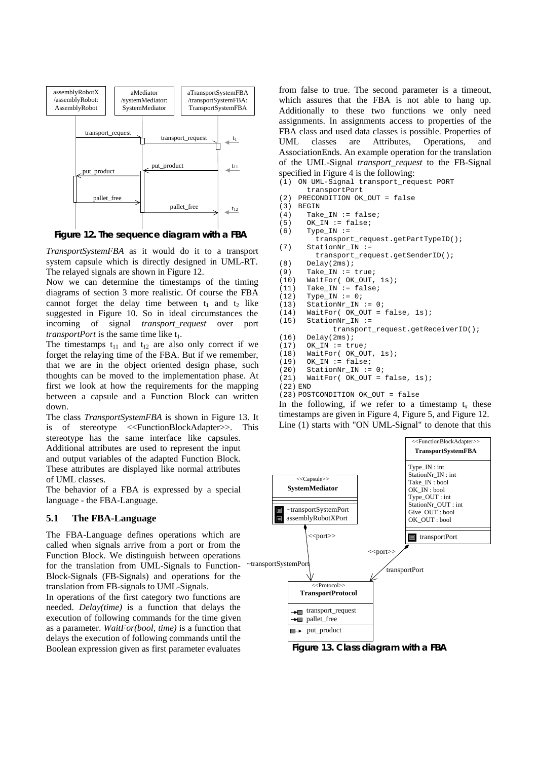Figure 12. The sequence diagram with a FBA

*TransportSystemFBA* as it would do it to a transport system capsule which is directly designed in UML-RT. The relayed signals are shown in Figure 12.

Now we can determine the timestamps of the timing diagrams of section 3 more realistic. Of course the FBA cannot forget the delay time between $t_1$ and $t_2$ like suggested in Figure 10. So in ideal circumstances the incoming of signal *transport_request* over port *transportPort* is the same time like $t_1$.

The timestamps $t_{11}$ and $t_{12}$ are also only correct if we forget the relaying time of the FBA. But if we remember, that we are in the object oriented design phase, such thoughts can be moved to the implementation phase. At first we look at how the requirements for the mapping between a capsule and a Function Block can written down.

The class *TransportSystemFBA* is shown in Figure 13. It is of stereotype <<FunctionBlockAdapter>>. This stereotype has the same interface like capsules. Additional attributes are used to represent the input and output variables of the adapted Function Block. These attributes are displayed like normal attributes of UML classes.

The behavior of a FBA is expressed by a special language - the FBA-Language.

## 5.1 The FBA-Language

The FBA-Language defines operations which are called when signals arrive from a port or from the Function Block. We distinguish between operations for the translation from UML-Signals to Function-Block-Signals (FB-Signals) and operations for the translation from FB-signals to UML-Signals.

In operations of the first category two functions are needed. *Delay(time)* is a function that delays the execution of following commands for the time given as a parameter. *WaitFor(bool, time)* is a function that delays the execution of following commands until the Boolean expression given as first parameter evaluates from false to true. The second parameter is a timeout, which assures that the FBA is not able to hang up. Additionally to these two functions we only need assignments. In assignments access to properties of the FBA class and used data classes is possible. Properties of UML classes are Attributes, Operations, and AssociationEnds. An example operation for the translation of the UML-Signal *transport_request* to the FB-Signal specified in Figure 4 is the following:

```
(1) ON UML-Signal transport_request PORT
      transportPort
(2) PRECONDITION OK_OUT = false
(3) BEGIN
(4)   Take_IN := false;
(5)   OK_IN := false;
(6)   Type_IN :=
        transport_request.getPartTypeID();
(7)   StationNr_IN :=
        transport_request.getSenderID();
(8)   Delay(2ms);
(9)   Take_IN := true;
(10)  WaitFor( OK_OUT, 1s);
(11)  Take_IN := false;
(12)  Type_IN := 0;
(13)  StationNr_IN := 0;
(14)  WaitFor( OK_OUT = false, 1s);
(15)  StationNr_IN :=
            transport_request.getReceiverID();
(16)  Delay(2ms);
(17)  OK_IN := true;
(18)  WaitFor( OK_OUT, 1s);
(19)  OK_IN := false;
(20)  StationNr_IN := 0;
(21)  WaitFor( OK_OUT = false, 1s);
(22) END
(23) POSTCONDITION OK_OUT = false
```

In the following, if we refer to a timestamp $t_x$ these timestamps are given in Figure 4, Figure 5, and Figure 12. Line (1) starts with "ON UML-Signal" to denote that this

Figure 13. Class diagram with a FBA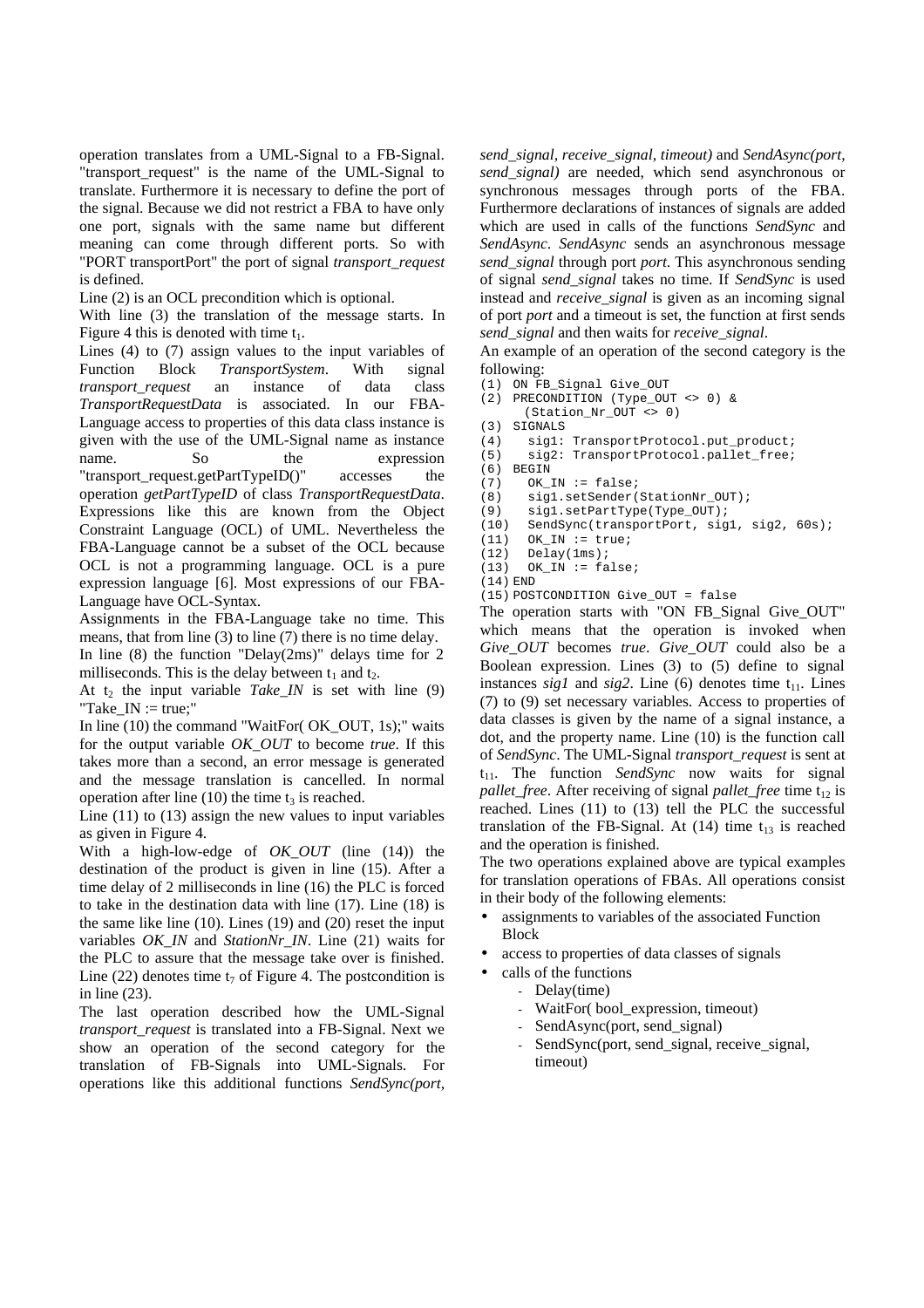operation translates from a UML-Signal to a FB-Signal. "transport_request" is the name of the UML-Signal to translate. Furthermore it is necessary to define the port of the signal. Because we did not restrict a FBA to have only one port, signals with the same name but different meaning can come through different ports. So with "PORT transportPort" the port of signal *transport_request* is defined.

Line (2) is an OCL precondition which is optional.

With line (3) the translation of the message starts. In Figure 4 this is denoted with time $t_1$.

Lines (4) to (7) assign values to the input variables of Function Block *TransportSystem*. With signal *transport_request* an instance of data class *TransportRequestData* is associated. In our FBA-Language access to properties of this data class instance is given with the use of the UML-Signal name as instance name. So the expression "transport_request.getPartTypeID()" accesses the operation *getPartTypeID* of class *TransportRequestData*. Expressions like this are known from the Object Constraint Language (OCL) of UML. Nevertheless the FBA-Language cannot be a subset of the OCL because OCL is not a programming language. OCL is a pure expression language [6]. Most expressions of our FBA-Language have OCL-Syntax.

Assignments in the FBA-Language take no time. This means, that from line (3) to line (7) there is no time delay.

In line (8) the function "Delay(2ms)" delays time for 2 milliseconds. This is the delay between $t_1$ and $t_2$.

At $t_2$ the input variable *Take_IN* is set with line (9) "Take_IN := true;"

In line (10) the command "WaitFor( OK_OUT, 1s);" waits for the output variable *OK_OUT* to become *true*. If this takes more than a second, an error message is generated and the message translation is cancelled. In normal operation after line (10) the time $t_3$ is reached.

Line (11) to (13) assign the new values to input variables as given in Figure 4.

With a high-low-edge of *OK_OUT* (line (14)) the destination of the product is given in line (15). After a time delay of 2 milliseconds in line (16) the PLC is forced to take in the destination data with line (17). Line (18) is the same like line (10). Lines (19) and (20) reset the input variables *OK_IN* and *StationNr_IN*. Line (21) waits for the PLC to assure that the message take over is finished. Line (22) denotes time $t_7$ of Figure 4. The postcondition is in line (23).

The last operation described how the UML-Signal *transport_request* is translated into a FB-Signal. Next we show an operation of the second category for the translation of FB-Signals into UML-Signals. For operations like this additional functions *SendSync(port, send_signal, receive_signal, timeout)* and *SendAsync(port, send_signal)* are needed, which send asynchronous or synchronous messages through ports of the FBA. Furthermore declarations of instances of signals are added which are used in calls of the functions *SendSync* and *SendAsync*. *SendAsync* sends an asynchronous message *send_signal* through port *port*. This asynchronous sending of signal *send_signal* takes no time. If *SendSync* is used instead and *receive_signal* is given as an incoming signal of port *port* and a timeout is set, the function at first sends *send_signal* and then waits for *receive_signal*.

An example of an operation of the second category is the following:

```
(1)  ON FB_Signal Give_OUT
(2)  PRECONDITION (Type_OUT <> 0) &
       (Station_Nr_OUT <> 0)
(3)  SIGNALS
(4)    sig1: TransportProtocol.put_product;
(5)    sig2: TransportProtocol.pallet_free;
(6)  BEGIN
(7)    OK_IN := false;
(8)    sig1.setSender(StationNr_OUT);
(9)    sig1.setPartType(Type_OUT);
(10)   SendSync(transportPort, sig1, sig2, 60s);
(11)   OK_IN := true;
(12)   Delay(1ms);
(13)   OK_IN := false;
(14) END
(15) POSTCONDITION Give_OUT = false
```

The operation starts with "ON FB_Signal Give_OUT" which means that the operation is invoked when *Give_OUT* becomes *true*. *Give_OUT* could also be a Boolean expression. Lines (3) to (5) define to signal instances *sig1* and *sig2*. Line (6) denotes time $t_{11}$. Lines (7) to (9) set necessary variables. Access to properties of data classes is given by the name of a signal instance, a dot, and the property name. Line (10) is the function call of *SendSync*. The UML-Signal *transport_request* is sent at $t_{11}$. The function *SendSync* now waits for signal *pallet_free*. After receiving of signal *pallet_free* time $t_{12}$ is reached. Lines (11) to (13) tell the PLC the successful translation of the FB-Signal. At (14) time $t_{13}$ is reached and the operation is finished.

The two operations explained above are typical examples for translation operations of FBAs. All operations consist in their body of the following elements:

- assignments to variables of the associated Function Block
- access to properties of data classes of signals
- calls of the functions
  - Delay(time)
  - WaitFor( bool_expression, timeout)
  - SendAsync(port, send_signal)
  - SendSync(port, send_signal, receive_signal, timeout)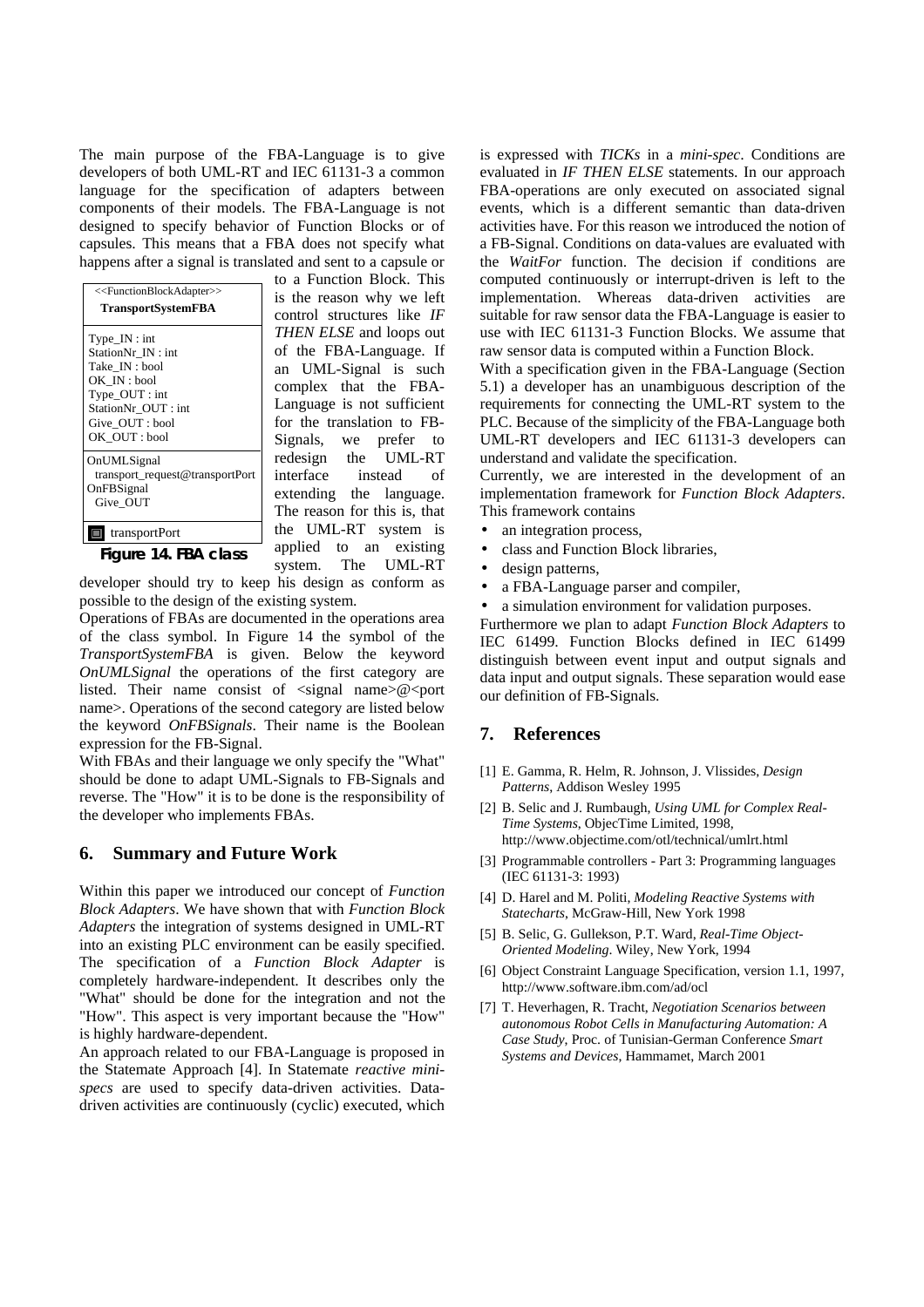The main purpose of the FBA-Language is to give developers of both UML-RT and IEC 61131-3 a common language for the specification of adapters between components of their models. The FBA-Language is not designed to specify behavior of Function Blocks or of capsules. This means that a FBA does not specify what happens after a signal is translated and sent to a capsule or to a Function Block. This is the reason why we left control structures like *IF THEN ELSE* and loops out of the FBA-Language. If an UML-Signal is such complex that the FBA-Language is not sufficient for the translation to FB-Signals, we prefer to redesign the UML-RT interface instead of extending the language. The reason for this is, that the UML-RT system is applied to an existing system. The UML-RT developer should try to keep his design as conform as possible to the design of the existing system.

```
<<FunctionBlockAdapter>>
TransportSystemFBA

Type_IN : int
StationNr_IN : int
Take_IN : bool
OK_IN : bool
Type_OUT : int
StationNr_OUT : int
Give_OUT : bool
OK_OUT : bool

OnUMLSignal
  transport_request@transportPort
OnFBSignal
  Give_OUT

transportPort
```

**Figure 14. FBA class**

Operations of FBAs are documented in the operations area of the class symbol. In Figure 14 the symbol of the *TransportSystemFBA* is given. Below the keyword *OnUMLSignal* the operations of the first category are listed. Their name consist of <signal name>@<port name>. Operations of the second category are listed below the keyword *OnFBSignals*. Their name is the Boolean expression for the FB-Signal.

With FBAs and their language we only specify the "What" should be done to adapt UML-Signals to FB-Signals and reverse. The "How" it is to be done is the responsibility of the developer who implements FBAs.

## 6. Summary and Future Work

Within this paper we introduced our concept of *Function Block Adapters*. We have shown that with *Function Block Adapters* the integration of systems designed in UML-RT into an existing PLC environment can be easily specified. The specification of a *Function Block Adapter* is completely hardware-independent. It describes only the "What" should be done for the integration and not the "How". This aspect is very important because the "How" is highly hardware-dependent.

An approach related to our FBA-Language is proposed in the Statemate Approach [4]. In Statemate *reactive mini-specs* are used to specify data-driven activities. Data-driven activities are continuously (cyclic) executed, which is expressed with *TICKs* in a *mini-spec*. Conditions are evaluated in *IF THEN ELSE* statements. In our approach FBA-operations are only executed on associated signal events, which is a different semantic than data-driven activities have. For this reason we introduced the notion of a FB-Signal. Conditions on data-values are evaluated with the *WaitFor* function. The decision if conditions are computed continuously or interrupt-driven is left to the implementation. Whereas data-driven activities are suitable for raw sensor data the FBA-Language is easier to use with IEC 61131-3 Function Blocks. We assume that raw sensor data is computed within a Function Block.

With a specification given in the FBA-Language (Section 5.1) a developer has an unambiguous description of the requirements for connecting the UML-RT system to the PLC. Because of the simplicity of the FBA-Language both UML-RT developers and IEC 61131-3 developers can understand and validate the specification.

Currently, we are interested in the development of an implementation framework for *Function Block Adapters*. This framework contains

- an integration process,
- class and Function Block libraries,
- design patterns,
- a FBA-Language parser and compiler,
- a simulation environment for validation purposes.

Furthermore we plan to adapt *Function Block Adapters* to IEC 61499. Function Blocks defined in IEC 61499 distinguish between event input and output signals and data input and output signals. These separation would ease our definition of FB-Signals.

## 7. References

[1] E. Gamma, R. Helm, R. Johnson, J. Vlissides, *Design Patterns*, Addison Wesley 1995

[2] B. Selic and J. Rumbaugh, *Using UML for Complex Real-Time Systems*, ObjecTime Limited, 1998, http://www.objectime.com/otl/technical/umlrt.html

[3] Programmable controllers - Part 3: Programming languages (IEC 61131-3: 1993)

[4] D. Harel and M. Politi, *Modeling Reactive Systems with Statecharts*, McGraw-Hill, New York 1998

[5] B. Selic, G. Gullekson, P.T. Ward, *Real-Time Object-Oriented Modeling*. Wiley, New York, 1994

[6] Object Constraint Language Specification, version 1.1, 1997, http://www.software.ibm.com/ad/ocl

[7] T. Heverhagen, R. Tracht, *Negotiation Scenarios between autonomous Robot Cells in Manufacturing Automation: A Case Study*, Proc. of Tunisian-German Conference *Smart Systems and Devices*, Hammamet, March 2001